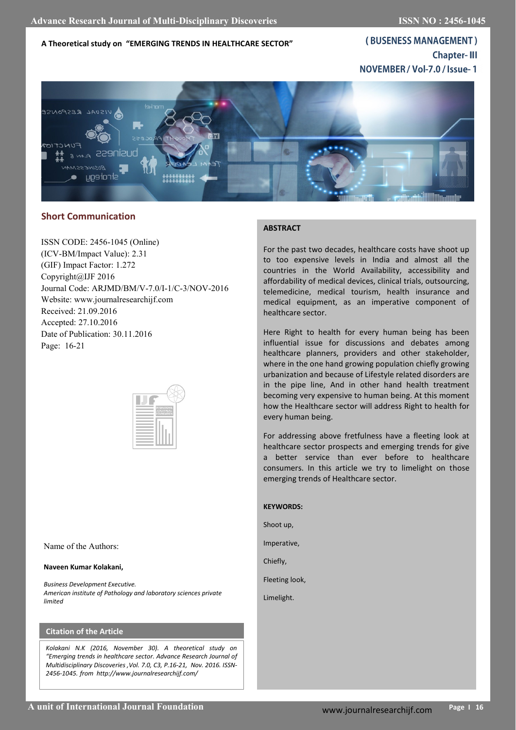A Theoretical study on "EMERGING TRENDS IN HEALTHCARE SECTOR"

( BUSENESS MANAGEMENT )
Chapter- III

## Short Communication

ISSN CODE: 2456-1045 (Online)
(ICV-BM/Impact Value): 2.31
(GIF) Impact Factor: 1.272
Copyright@IJF 2016
Journal Code: ARJMD/BM/V-7.0/I-1/C-3/NOV-2016
Website: www.journalresearchijf.com
Received: 21.09.2016
Accepted: 27.10.2016
Date of Publication: 30.11.2016
Page: 16-21

Name of the Authors:

**Naveen Kumar Kolakani,**

*Business Development Executive.*
*American institute of Pathology and laboratory sciences private limited*

### Citation of the Article

*Kolakani N.K (2016, November 30). A theoretical study on "Emerging trends in healthcare sector. Advance Research Journal of Multidisciplinary Discoveries ,Vol. 7.0, C3, P.16-21, Nov. 2016. ISSN-2456-1045. from http://www.journalresearchijf.com/*

### ABSTRACT

For the past two decades, healthcare costs have shoot up to too expensive levels in India and almost all the countries in the World Availability, accessibility and affordability of medical devices, clinical trials, outsourcing, telemedicine, medical tourism, health insurance and medical equipment, as an imperative component of healthcare sector.

Here Right to health for every human being has been influential issue for discussions and debates among healthcare planners, providers and other stakeholder, where in the one hand growing population chiefly growing urbanization and because of Lifestyle related disorders are in the pipe line, And in other hand health treatment becoming very expensive to human being. At this moment how the Healthcare sector will address Right to health for every human being.

For addressing above fretfulness have a fleeting look at healthcare sector prospects and emerging trends for give a better service than ever before to healthcare consumers. In this article we try to limelight on those emerging trends of Healthcare sector.

**KEYWORDS:**

Shoot up,

Imperative,

Chiefly,

Fleeting look,

Limelight.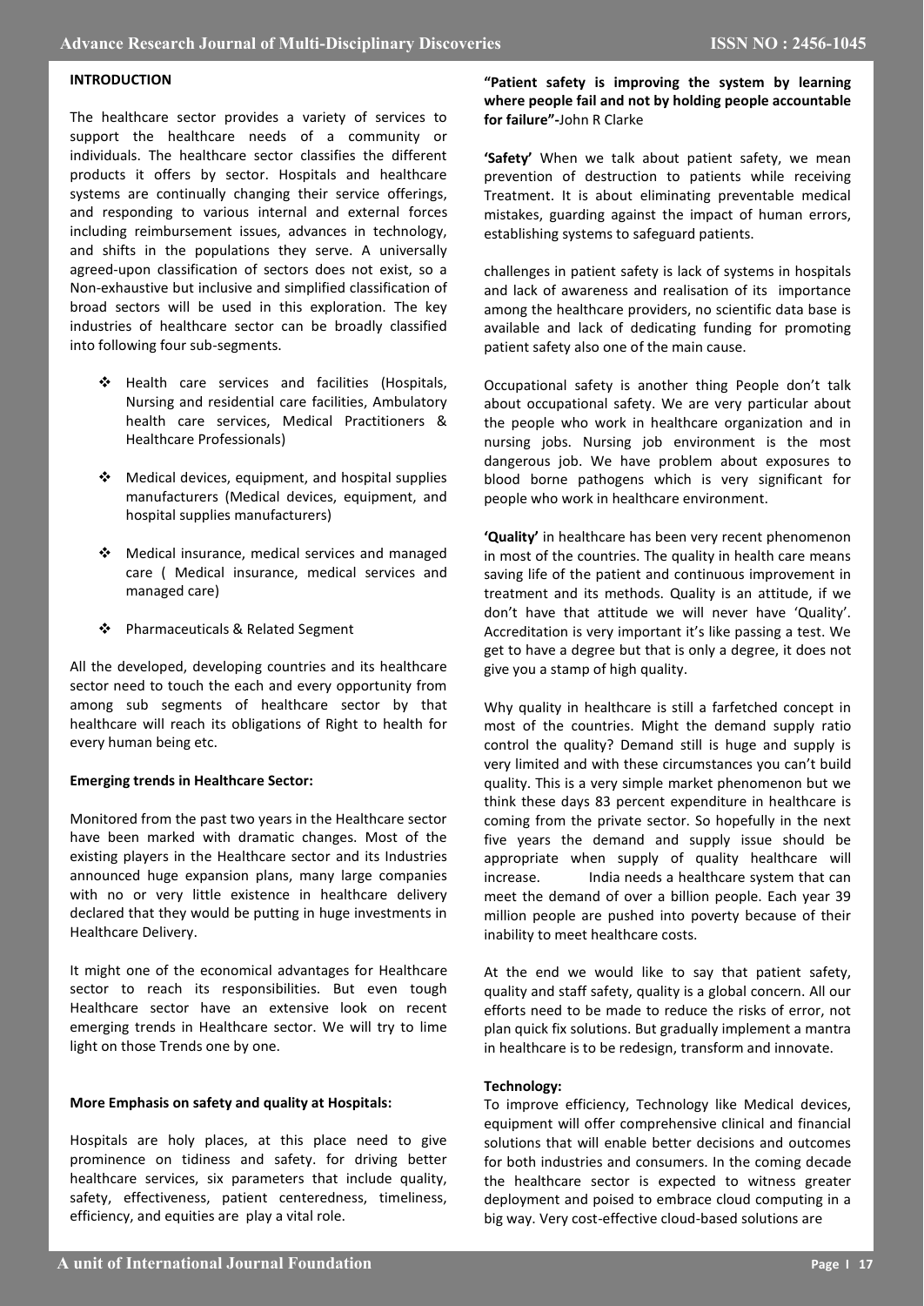**INTRODUCTION**

The healthcare sector provides a variety of services to support the healthcare needs of a community or individuals. The healthcare sector classifies the different products it offers by sector. Hospitals and healthcare systems are continually changing their service offerings, and responding to various internal and external forces including reimbursement issues, advances in technology, and shifts in the populations they serve. A universally agreed-upon classification of sectors does not exist, so a Non-exhaustive but inclusive and simplified classification of broad sectors will be used in this exploration. The key industries of healthcare sector can be broadly classified into following four sub-segments.

- Health care services and facilities (Hospitals, Nursing and residential care facilities, Ambulatory health care services, Medical Practitioners & Healthcare Professionals)
- Medical devices, equipment, and hospital supplies manufacturers (Medical devices, equipment, and hospital supplies manufacturers)
- Medical insurance, medical services and managed care ( Medical insurance, medical services and managed care)
- Pharmaceuticals & Related Segment

All the developed, developing countries and its healthcare sector need to touch the each and every opportunity from among sub segments of healthcare sector by that healthcare will reach its obligations of Right to health for every human being etc.

**Emerging trends in Healthcare Sector:**

Monitored from the past two years in the Healthcare sector have been marked with dramatic changes. Most of the existing players in the Healthcare sector and its Industries announced huge expansion plans, many large companies with no or very little existence in healthcare delivery declared that they would be putting in huge investments in Healthcare Delivery.

It might one of the economical advantages for Healthcare sector to reach its responsibilities. But even tough Healthcare sector have an extensive look on recent emerging trends in Healthcare sector. We will try to lime light on those Trends one by one.

**More Emphasis on safety and quality at Hospitals:**

Hospitals are holy places, at this place need to give prominence on tidiness and safety. for driving better healthcare services, six parameters that include quality, safety, effectiveness, patient centeredness, timeliness, efficiency, and equities are play a vital role.

**"Patient safety is improving the system by learning where people fail and not by holding people accountable for failure"-**John R Clarke

**'Safety'** When we talk about patient safety, we mean prevention of destruction to patients while receiving Treatment. It is about eliminating preventable medical mistakes, guarding against the impact of human errors, establishing systems to safeguard patients.

challenges in patient safety is lack of systems in hospitals and lack of awareness and realisation of its importance among the healthcare providers, no scientific data base is available and lack of dedicating funding for promoting patient safety also one of the main cause.

Occupational safety is another thing People don't talk about occupational safety. We are very particular about the people who work in healthcare organization and in nursing jobs. Nursing job environment is the most dangerous job. We have problem about exposures to blood borne pathogens which is very significant for people who work in healthcare environment.

**'Quality'** in healthcare has been very recent phenomenon in most of the countries. The quality in health care means saving life of the patient and continuous improvement in treatment and its methods. Quality is an attitude, if we don't have that attitude we will never have 'Quality'. Accreditation is very important it's like passing a test. We get to have a degree but that is only a degree, it does not give you a stamp of high quality.

Why quality in healthcare is still a farfetched concept in most of the countries. Might the demand supply ratio control the quality? Demand still is huge and supply is very limited and with these circumstances you can't build quality. This is a very simple market phenomenon but we think these days 83 percent expenditure in healthcare is coming from the private sector. So hopefully in the next five years the demand and supply issue should be appropriate when supply of quality healthcare will increase. India needs a healthcare system that can meet the demand of over a billion people. Each year 39 million people are pushed into poverty because of their inability to meet healthcare costs.

At the end we would like to say that patient safety, quality and staff safety, quality is a global concern. All our efforts need to be made to reduce the risks of error, not plan quick fix solutions. But gradually implement a mantra in healthcare is to be redesign, transform and innovate.

**Technology:**

To improve efficiency, Technology like Medical devices, equipment will offer comprehensive clinical and financial solutions that will enable better decisions and outcomes for both industries and consumers. In the coming decade the healthcare sector is expected to witness greater deployment and poised to embrace cloud computing in a big way. Very cost-effective cloud-based solutions are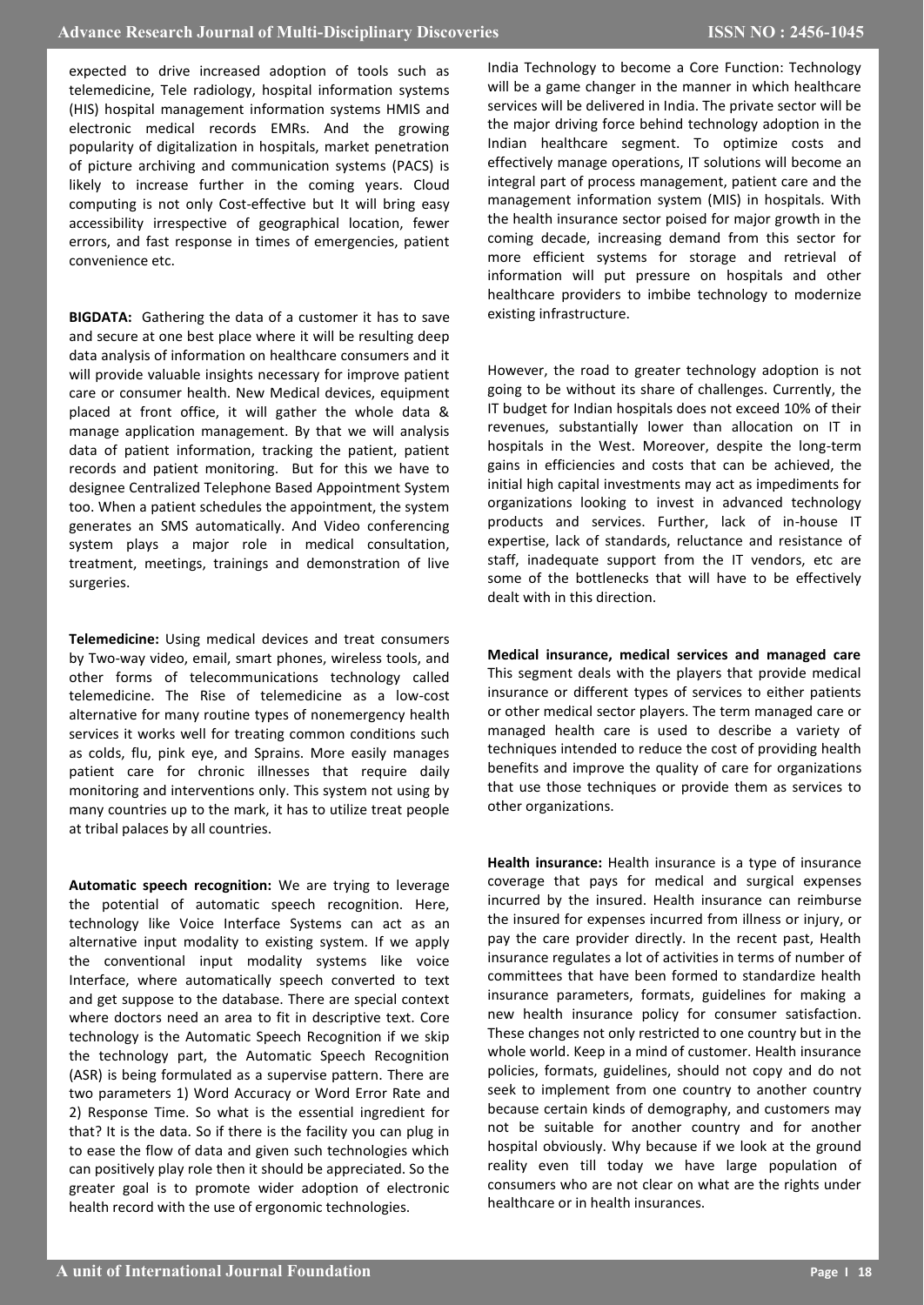expected to drive increased adoption of tools such as telemedicine, Tele radiology, hospital information systems (HIS) hospital management information systems HMIS and electronic medical records EMRs. And the growing popularity of digitalization in hospitals, market penetration of picture archiving and communication systems (PACS) is likely to increase further in the coming years. Cloud computing is not only Cost-effective but It will bring easy accessibility irrespective of geographical location, fewer errors, and fast response in times of emergencies, patient convenience etc.

**BIGDATA:** Gathering the data of a customer it has to save and secure at one best place where it will be resulting deep data analysis of information on healthcare consumers and it will provide valuable insights necessary for improve patient care or consumer health. New Medical devices, equipment placed at front office, it will gather the whole data & manage application management. By that we will analysis data of patient information, tracking the patient, patient records and patient monitoring. But for this we have to designee Centralized Telephone Based Appointment System too. When a patient schedules the appointment, the system generates an SMS automatically. And Video conferencing system plays a major role in medical consultation, treatment, meetings, trainings and demonstration of live surgeries.

**Telemedicine:** Using medical devices and treat consumers by Two-way video, email, smart phones, wireless tools, and other forms of telecommunications technology called telemedicine. The Rise of telemedicine as a low-cost alternative for many routine types of nonemergency health services it works well for treating common conditions such as colds, flu, pink eye, and Sprains. More easily manages patient care for chronic illnesses that require daily monitoring and interventions only. This system not using by many countries up to the mark, it has to utilize treat people at tribal palaces by all countries.

**Automatic speech recognition:** We are trying to leverage the potential of automatic speech recognition. Here, technology like Voice Interface Systems can act as an alternative input modality to existing system. If we apply the conventional input modality systems like voice Interface, where automatically speech converted to text and get suppose to the database. There are special context where doctors need an area to fit in descriptive text. Core technology is the Automatic Speech Recognition if we skip the technology part, the Automatic Speech Recognition (ASR) is being formulated as a supervise pattern. There are two parameters 1) Word Accuracy or Word Error Rate and 2) Response Time. So what is the essential ingredient for that? It is the data. So if there is the facility you can plug in to ease the flow of data and given such technologies which can positively play role then it should be appreciated. So the greater goal is to promote wider adoption of electronic health record with the use of ergonomic technologies.

India Technology to become a Core Function: Technology will be a game changer in the manner in which healthcare services will be delivered in India. The private sector will be the major driving force behind technology adoption in the Indian healthcare segment. To optimize costs and effectively manage operations, IT solutions will become an integral part of process management, patient care and the management information system (MIS) in hospitals. With the health insurance sector poised for major growth in the coming decade, increasing demand from this sector for more efficient systems for storage and retrieval of information will put pressure on hospitals and other healthcare providers to imbibe technology to modernize existing infrastructure.

However, the road to greater technology adoption is not going to be without its share of challenges. Currently, the IT budget for Indian hospitals does not exceed 10% of their revenues, substantially lower than allocation on IT in hospitals in the West. Moreover, despite the long-term gains in efficiencies and costs that can be achieved, the initial high capital investments may act as impediments for organizations looking to invest in advanced technology products and services. Further, lack of in-house IT expertise, lack of standards, reluctance and resistance of staff, inadequate support from the IT vendors, etc are some of the bottlenecks that will have to be effectively dealt with in this direction.

**Medical insurance, medical services and managed care** This segment deals with the players that provide medical insurance or different types of services to either patients or other medical sector players. The term managed care or managed health care is used to describe a variety of techniques intended to reduce the cost of providing health benefits and improve the quality of care for organizations that use those techniques or provide them as services to other organizations.

**Health insurance:** Health insurance is a type of insurance coverage that pays for medical and surgical expenses incurred by the insured. Health insurance can reimburse the insured for expenses incurred from illness or injury, or pay the care provider directly. In the recent past, Health insurance regulates a lot of activities in terms of number of committees that have been formed to standardize health insurance parameters, formats, guidelines for making a new health insurance policy for consumer satisfaction. These changes not only restricted to one country but in the whole world. Keep in a mind of customer. Health insurance policies, formats, guidelines, should not copy and do not seek to implement from one country to another country because certain kinds of demography, and customers may not be suitable for another country and for another hospital obviously. Why because if we look at the ground reality even till today we have large population of consumers who are not clear on what are the rights under healthcare or in health insurances.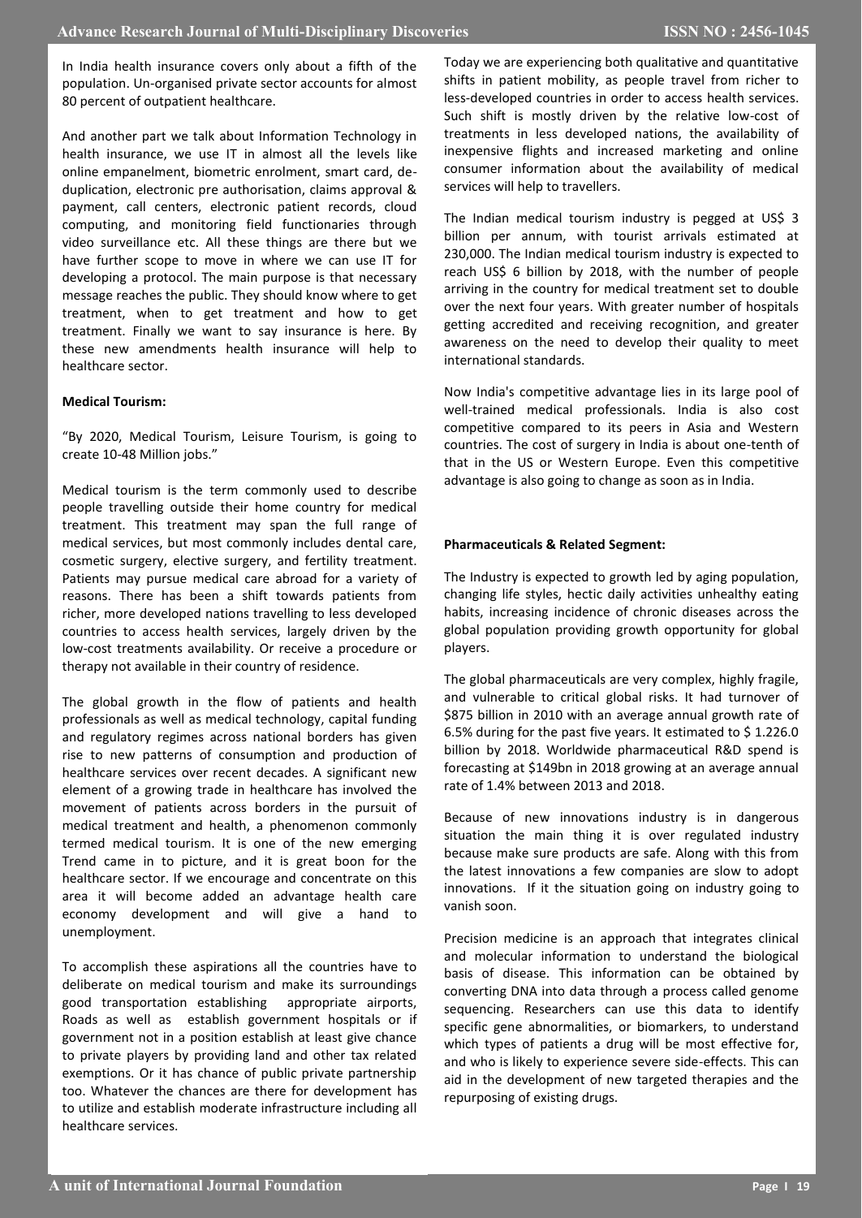In India health insurance covers only about a fifth of the population. Un-organised private sector accounts for almost 80 percent of outpatient healthcare.

And another part we talk about Information Technology in health insurance, we use IT in almost all the levels like online empanelment, biometric enrolment, smart card, de-duplication, electronic pre authorisation, claims approval & payment, call centers, electronic patient records, cloud computing, and monitoring field functionaries through video surveillance etc. All these things are there but we have further scope to move in where we can use IT for developing a protocol. The main purpose is that necessary message reaches the public. They should know where to get treatment, when to get treatment and how to get treatment. Finally we want to say insurance is here. By these new amendments health insurance will help to healthcare sector.

**Medical Tourism:**

"By 2020, Medical Tourism, Leisure Tourism, is going to create 10-48 Million jobs."

Medical tourism is the term commonly used to describe people travelling outside their home country for medical treatment. This treatment may span the full range of medical services, but most commonly includes dental care, cosmetic surgery, elective surgery, and fertility treatment. Patients may pursue medical care abroad for a variety of reasons. There has been a shift towards patients from richer, more developed nations travelling to less developed countries to access health services, largely driven by the low-cost treatments availability. Or receive a procedure or therapy not available in their country of residence.

The global growth in the flow of patients and health professionals as well as medical technology, capital funding and regulatory regimes across national borders has given rise to new patterns of consumption and production of healthcare services over recent decades. A significant new element of a growing trade in healthcare has involved the movement of patients across borders in the pursuit of medical treatment and health, a phenomenon commonly termed medical tourism. It is one of the new emerging Trend came in to picture, and it is great boon for the healthcare sector. If we encourage and concentrate on this area it will become added an advantage health care economy development and will give a hand to unemployment.

To accomplish these aspirations all the countries have to deliberate on medical tourism and make its surroundings good transportation establishing appropriate airports, Roads as well as establish government hospitals or if government not in a position establish at least give chance to private players by providing land and other tax related exemptions. Or it has chance of public private partnership too. Whatever the chances are there for development has to utilize and establish moderate infrastructure including all healthcare services.

Today we are experiencing both qualitative and quantitative shifts in patient mobility, as people travel from richer to less-developed countries in order to access health services. Such shift is mostly driven by the relative low-cost of treatments in less developed nations, the availability of inexpensive flights and increased marketing and online consumer information about the availability of medical services will help to travellers.

The Indian medical tourism industry is pegged at US$ 3 billion per annum, with tourist arrivals estimated at 230,000. The Indian medical tourism industry is expected to reach US$ 6 billion by 2018, with the number of people arriving in the country for medical treatment set to double over the next four years. With greater number of hospitals getting accredited and receiving recognition, and greater awareness on the need to develop their quality to meet international standards.

Now India's competitive advantage lies in its large pool of well-trained medical professionals. India is also cost competitive compared to its peers in Asia and Western countries. The cost of surgery in India is about one-tenth of that in the US or Western Europe. Even this competitive advantage is also going to change as soon as in India.

**Pharmaceuticals & Related Segment:**

The Industry is expected to growth led by aging population, changing life styles, hectic daily activities unhealthy eating habits, increasing incidence of chronic diseases across the global population providing growth opportunity for global players.

The global pharmaceuticals are very complex, highly fragile, and vulnerable to critical global risks. It had turnover of $875 billion in 2010 with an average annual growth rate of 6.5% during for the past five years. It estimated to $ 1.226.0 billion by 2018. Worldwide pharmaceutical R&D spend is forecasting at $149bn in 2018 growing at an average annual rate of 1.4% between 2013 and 2018.

Because of new innovations industry is in dangerous situation the main thing it is over regulated industry because make sure products are safe. Along with this from the latest innovations a few companies are slow to adopt innovations. If it the situation going on industry going to vanish soon.

Precision medicine is an approach that integrates clinical and molecular information to understand the biological basis of disease. This information can be obtained by converting DNA into data through a process called genome sequencing. Researchers can use this data to identify specific gene abnormalities, or biomarkers, to understand which types of patients a drug will be most effective for, and who is likely to experience severe side-effects. This can aid in the development of new targeted therapies and the repurposing of existing drugs.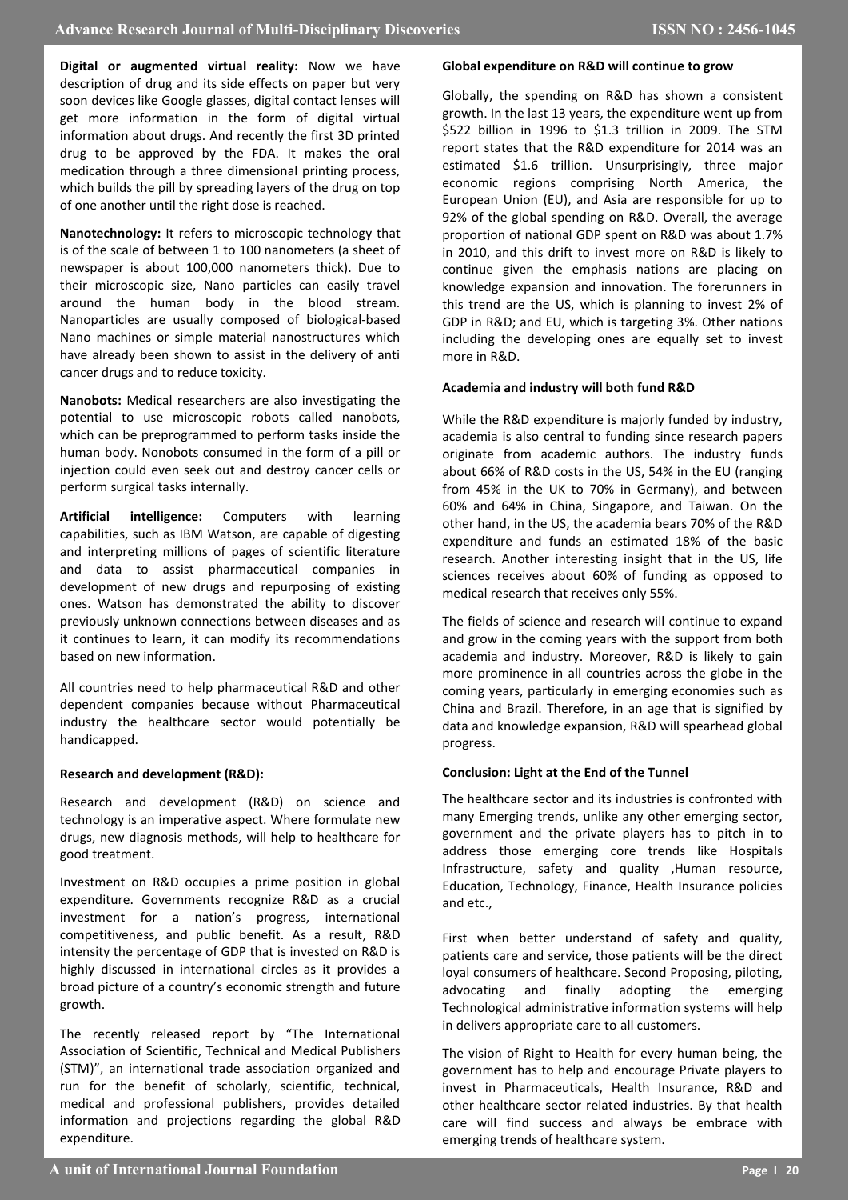**Digital or augmented virtual reality:** Now we have description of drug and its side effects on paper but very soon devices like Google glasses, digital contact lenses will get more information in the form of digital virtual information about drugs. And recently the first 3D printed drug to be approved by the FDA. It makes the oral medication through a three dimensional printing process, which builds the pill by spreading layers of the drug on top of one another until the right dose is reached.

**Nanotechnology:** It refers to microscopic technology that is of the scale of between 1 to 100 nanometers (a sheet of newspaper is about 100,000 nanometers thick). Due to their microscopic size, Nano particles can easily travel around the human body in the blood stream. Nanoparticles are usually composed of biological-based Nano machines or simple material nanostructures which have already been shown to assist in the delivery of anti cancer drugs and to reduce toxicity.

**Nanobots:** Medical researchers are also investigating the potential to use microscopic robots called nanobots, which can be preprogrammed to perform tasks inside the human body. Nonobots consumed in the form of a pill or injection could even seek out and destroy cancer cells or perform surgical tasks internally.

**Artificial intelligence:** Computers with learning capabilities, such as IBM Watson, are capable of digesting and interpreting millions of pages of scientific literature and data to assist pharmaceutical companies in development of new drugs and repurposing of existing ones. Watson has demonstrated the ability to discover previously unknown connections between diseases and as it continues to learn, it can modify its recommendations based on new information.

All countries need to help pharmaceutical R&D and other dependent companies because without Pharmaceutical industry the healthcare sector would potentially be handicapped.

**Research and development (R&D):**

Research and development (R&D) on science and technology is an imperative aspect. Where formulate new drugs, new diagnosis methods, will help to healthcare for good treatment.

Investment on R&D occupies a prime position in global expenditure. Governments recognize R&D as a crucial investment for a nation's progress, international competitiveness, and public benefit. As a result, R&D intensity the percentage of GDP that is invested on R&D is highly discussed in international circles as it provides a broad picture of a country's economic strength and future growth.

The recently released report by "The International Association of Scientific, Technical and Medical Publishers (STM)", an international trade association organized and run for the benefit of scholarly, scientific, technical, medical and professional publishers, provides detailed information and projections regarding the global R&D expenditure.

**Global expenditure on R&D will continue to grow**

Globally, the spending on R&D has shown a consistent growth. In the last 13 years, the expenditure went up from $522 billion in 1996 to $1.3 trillion in 2009. The STM report states that the R&D expenditure for 2014 was an estimated $1.6 trillion. Unsurprisingly, three major economic regions comprising North America, the European Union (EU), and Asia are responsible for up to 92% of the global spending on R&D. Overall, the average proportion of national GDP spent on R&D was about 1.7% in 2010, and this drift to invest more on R&D is likely to continue given the emphasis nations are placing on knowledge expansion and innovation. The forerunners in this trend are the US, which is planning to invest 2% of GDP in R&D; and EU, which is targeting 3%. Other nations including the developing ones are equally set to invest more in R&D.

**Academia and industry will both fund R&D**

While the R&D expenditure is majorly funded by industry, academia is also central to funding since research papers originate from academic authors. The industry funds about 66% of R&D costs in the US, 54% in the EU (ranging from 45% in the UK to 70% in Germany), and between 60% and 64% in China, Singapore, and Taiwan. On the other hand, in the US, the academia bears 70% of the R&D expenditure and funds an estimated 18% of the basic research. Another interesting insight that in the US, life sciences receives about 60% of funding as opposed to medical research that receives only 55%.

The fields of science and research will continue to expand and grow in the coming years with the support from both academia and industry. Moreover, R&D is likely to gain more prominence in all countries across the globe in the coming years, particularly in emerging economies such as China and Brazil. Therefore, in an age that is signified by data and knowledge expansion, R&D will spearhead global progress.

**Conclusion: Light at the End of the Tunnel**

The healthcare sector and its industries is confronted with many Emerging trends, unlike any other emerging sector, government and the private players has to pitch in to address those emerging core trends like Hospitals Infrastructure, safety and quality ,Human resource, Education, Technology, Finance, Health Insurance policies and etc.,

First when better understand of safety and quality, patients care and service, those patients will be the direct loyal consumers of healthcare. Second Proposing, piloting, advocating and finally adopting the emerging Technological administrative information systems will help in delivers appropriate care to all customers.

The vision of Right to Health for every human being, the government has to help and encourage Private players to invest in Pharmaceuticals, Health Insurance, R&D and other healthcare sector related industries. By that health care will find success and always be embrace with emerging trends of healthcare system.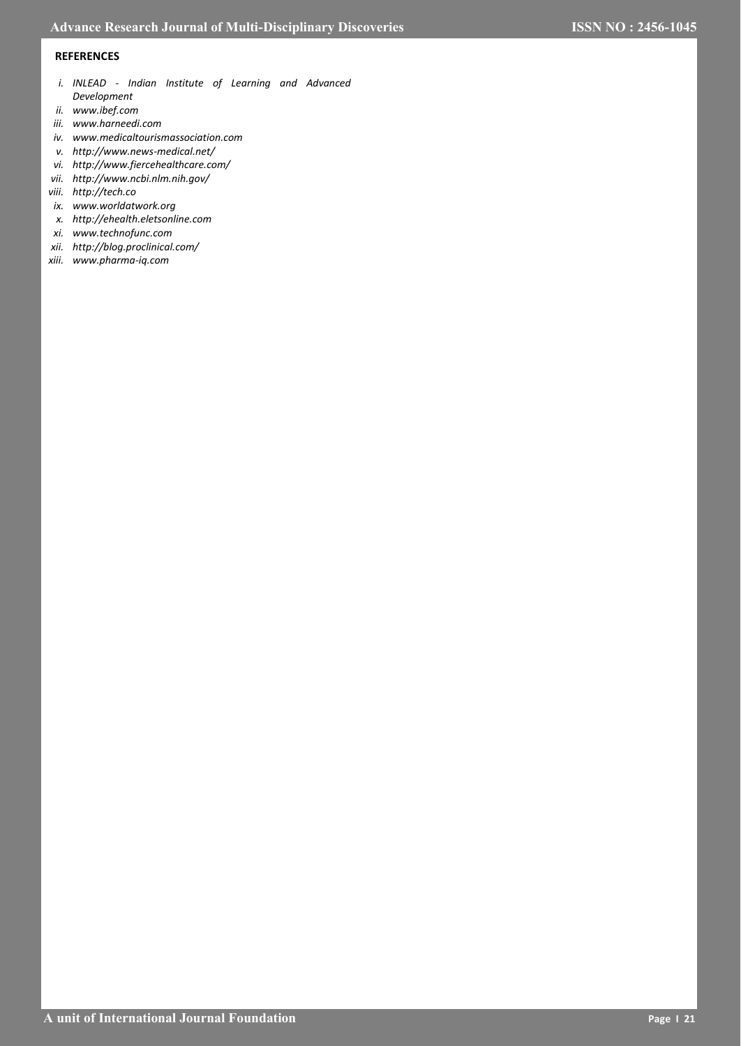## REFERENCES

- i. *INLEAD - Indian Institute of Learning and Advanced Development*
- ii. *www.ibef.com*
- iii. *www.harneedi.com*
- iv. *www.medicaltourismassociation.com*
- v. *http://www.news-medical.net/*
- vi. *http://www.fiercehealthcare.com/*
- vii. *http://www.ncbi.nlm.nih.gov/*
- viii. *http://tech.co*
- ix. *www.worldatwork.org*
- x. *http://ehealth.eletsonline.com*
- xi. *www.technofunc.com*
- xii. *http://blog.proclinical.com/*
- xiii. *www.pharma-iq.com*